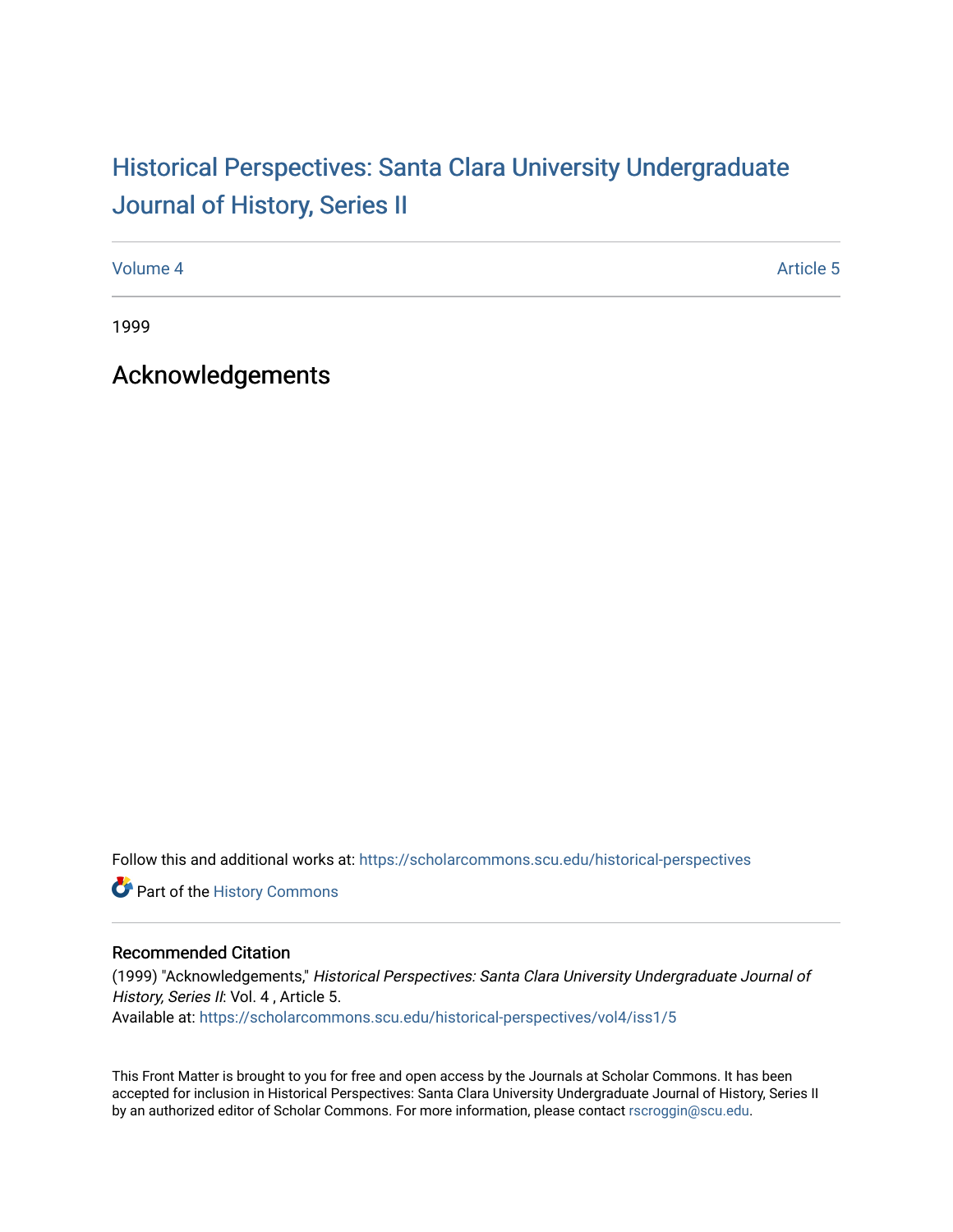# Historical Perspectives: Santa Clara University Undergraduate Journal of History, Series II

Volume 4 | Article 5

1999

## Acknowledgements

Follow this and additional works at: https://scholarcommons.scu.edu/historical-perspectives

Part of the History Commons

### Recommended Citation

(1999) "Acknowledgements," *Historical Perspectives: Santa Clara University Undergraduate Journal of History, Series II*: Vol. 4 , Article 5.
Available at: https://scholarcommons.scu.edu/historical-perspectives/vol4/iss1/5

This Front Matter is brought to you for free and open access by the Journals at Scholar Commons. It has been accepted for inclusion in Historical Perspectives: Santa Clara University Undergraduate Journal of History, Series II by an authorized editor of Scholar Commons. For more information, please contact rscroggin@scu.edu.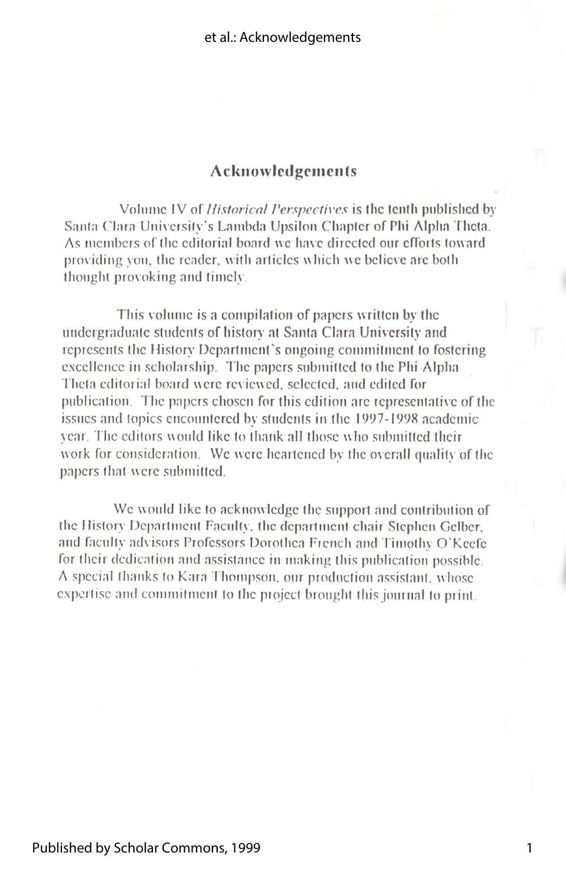# Acknowledgements

Volume IV of *Historical Perspectives* is the tenth published by Santa Clara University's Lambda Upsilon Chapter of Phi Alpha Theta. As members of the editorial board we have directed our efforts toward providing you, the reader, with articles which we believe are both thought provoking and timely.

This volume is a compilation of papers written by the undergraduate students of history at Santa Clara University and represents the History Department's ongoing commitment to fostering excellence in scholarship. The papers submitted to the Phi Alpha Theta editorial board were reviewed, selected, and edited for publication. The papers chosen for this edition are representative of the issues and topics encountered by students in the 1997-1998 academic year. The editors would like to thank all those who submitted their work for consideration. We were heartened by the overall quality of the papers that were submitted.

We would like to acknowledge the support and contribution of the History Department Faculty, the department chair Stephen Gelber, and faculty advisors Professors Dorothea French and Timothy O'Keefe for their dedication and assistance in making this publication possible. A special thanks to Kara Thompson, our production assistant, whose expertise and commitment to the project brought this journal to print.